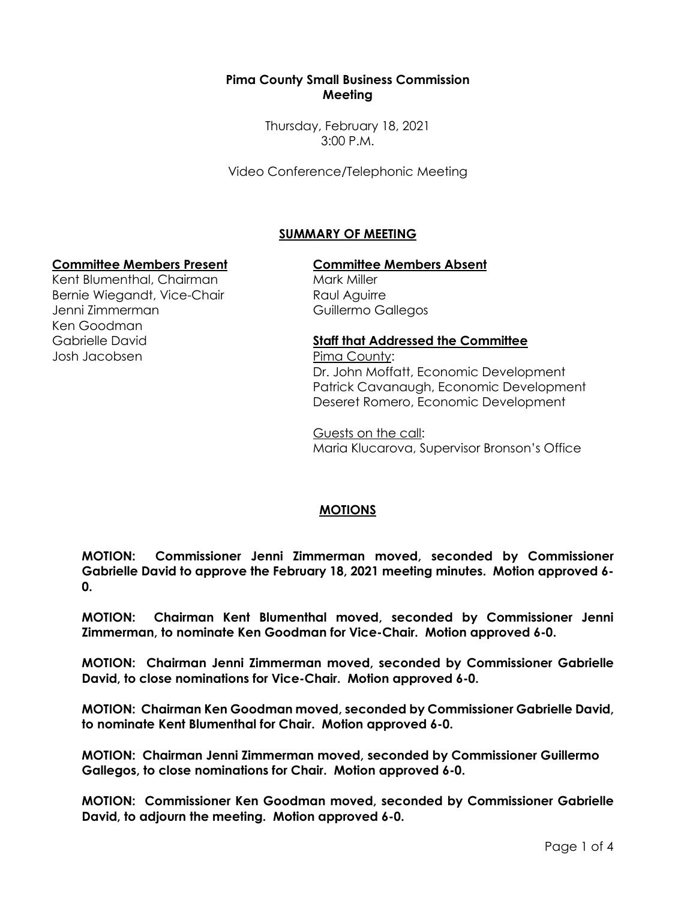**Pima County Small Business Commission**
**Meeting**

Thursday, February 18, 2021
3:00 P.M.

Video Conference/Telephonic Meeting

## SUMMARY OF MEETING

**Committee Members Present**

Kent Blumenthal, Chairman
Bernie Wiegandt, Vice-Chair
Jenni Zimmerman
Ken Goodman
Gabrielle David
Josh Jacobsen

**Committee Members Absent**

Mark Miller
Raul Aguirre
Guillermo Gallegos

**Staff that Addressed the Committee**

Pima County:
Dr. John Moffatt, Economic Development
Patrick Cavanaugh, Economic Development
Deseret Romero, Economic Development

Guests on the call:
Maria Klucarova, Supervisor Bronson's Office

## MOTIONS

**MOTION: Commissioner Jenni Zimmerman moved, seconded by Commissioner Gabrielle David to approve the February 18, 2021 meeting minutes. Motion approved 6-0.**

**MOTION: Chairman Kent Blumenthal moved, seconded by Commissioner Jenni Zimmerman, to nominate Ken Goodman for Vice-Chair. Motion approved 6-0.**

**MOTION: Chairman Jenni Zimmerman moved, seconded by Commissioner Gabrielle David, to close nominations for Vice-Chair. Motion approved 6-0.**

**MOTION: Chairman Ken Goodman moved, seconded by Commissioner Gabrielle David, to nominate Kent Blumenthal for Chair. Motion approved 6-0.**

**MOTION: Chairman Jenni Zimmerman moved, seconded by Commissioner Guillermo Gallegos, to close nominations for Chair. Motion approved 6-0.**

**MOTION: Commissioner Ken Goodman moved, seconded by Commissioner Gabrielle David, to adjourn the meeting. Motion approved 6-0.**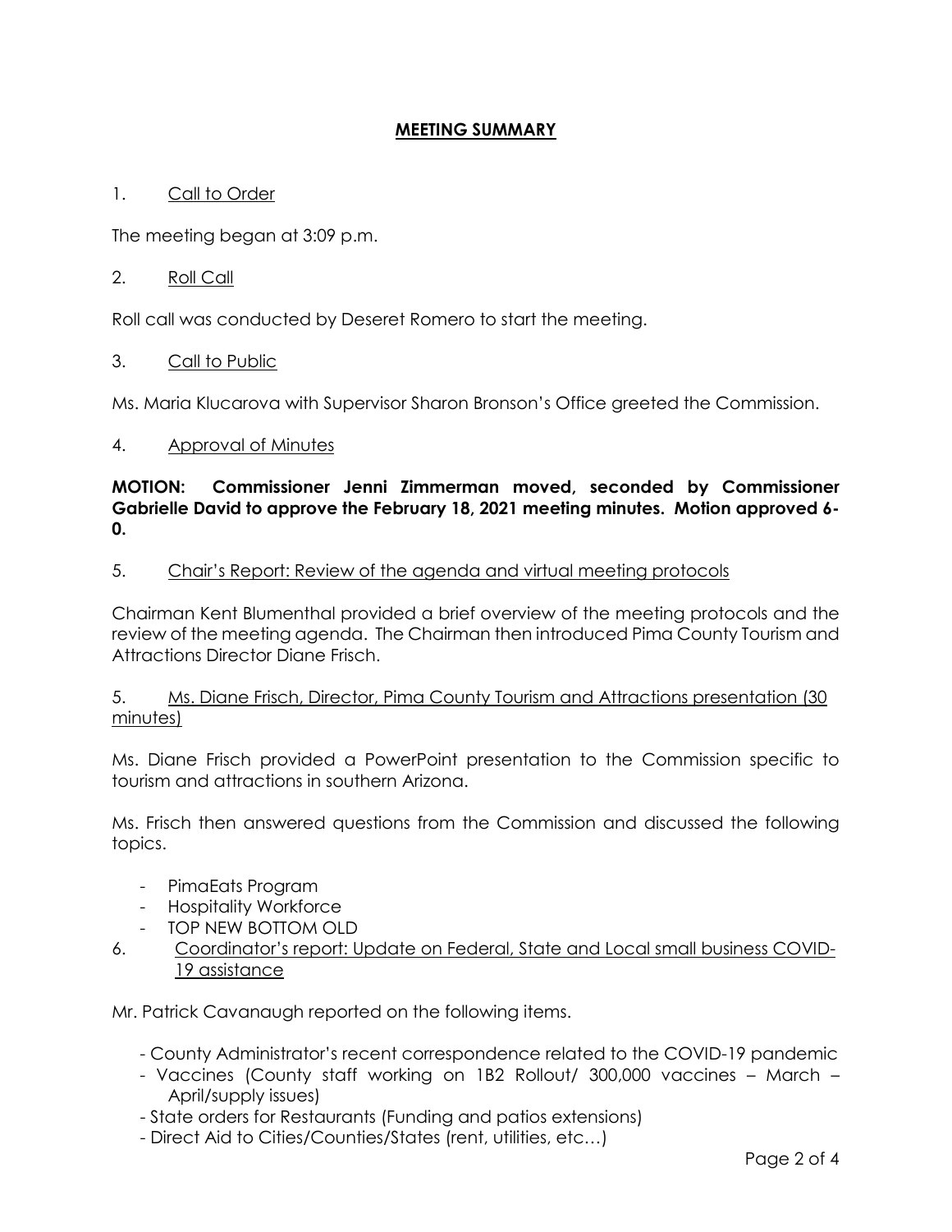## MEETING SUMMARY

1. Call to Order

The meeting began at 3:09 p.m.

2. Roll Call

Roll call was conducted by Deseret Romero to start the meeting.

3. Call to Public

Ms. Maria Klucarova with Supervisor Sharon Bronson's Office greeted the Commission.

4. Approval of Minutes

**MOTION: Commissioner Jenni Zimmerman moved, seconded by Commissioner Gabrielle David to approve the February 18, 2021 meeting minutes. Motion approved 6-0.**

5. Chair's Report: Review of the agenda and virtual meeting protocols

Chairman Kent Blumenthal provided a brief overview of the meeting protocols and the review of the meeting agenda. The Chairman then introduced Pima County Tourism and Attractions Director Diane Frisch.

5. Ms. Diane Frisch, Director, Pima County Tourism and Attractions presentation (30 minutes)

Ms. Diane Frisch provided a PowerPoint presentation to the Commission specific to tourism and attractions in southern Arizona.

Ms. Frisch then answered questions from the Commission and discussed the following topics.

- PimaEats Program
- Hospitality Workforce
- TOP NEW BOTTOM OLD

6. Coordinator's report: Update on Federal, State and Local small business COVID-19 assistance

Mr. Patrick Cavanaugh reported on the following items.

- County Administrator's recent correspondence related to the COVID-19 pandemic
- Vaccines (County staff working on 1B2 Rollout/ 300,000 vaccines – March – April/supply issues)
- State orders for Restaurants (Funding and patios extensions)
- Direct Aid to Cities/Counties/States (rent, utilities, etc…)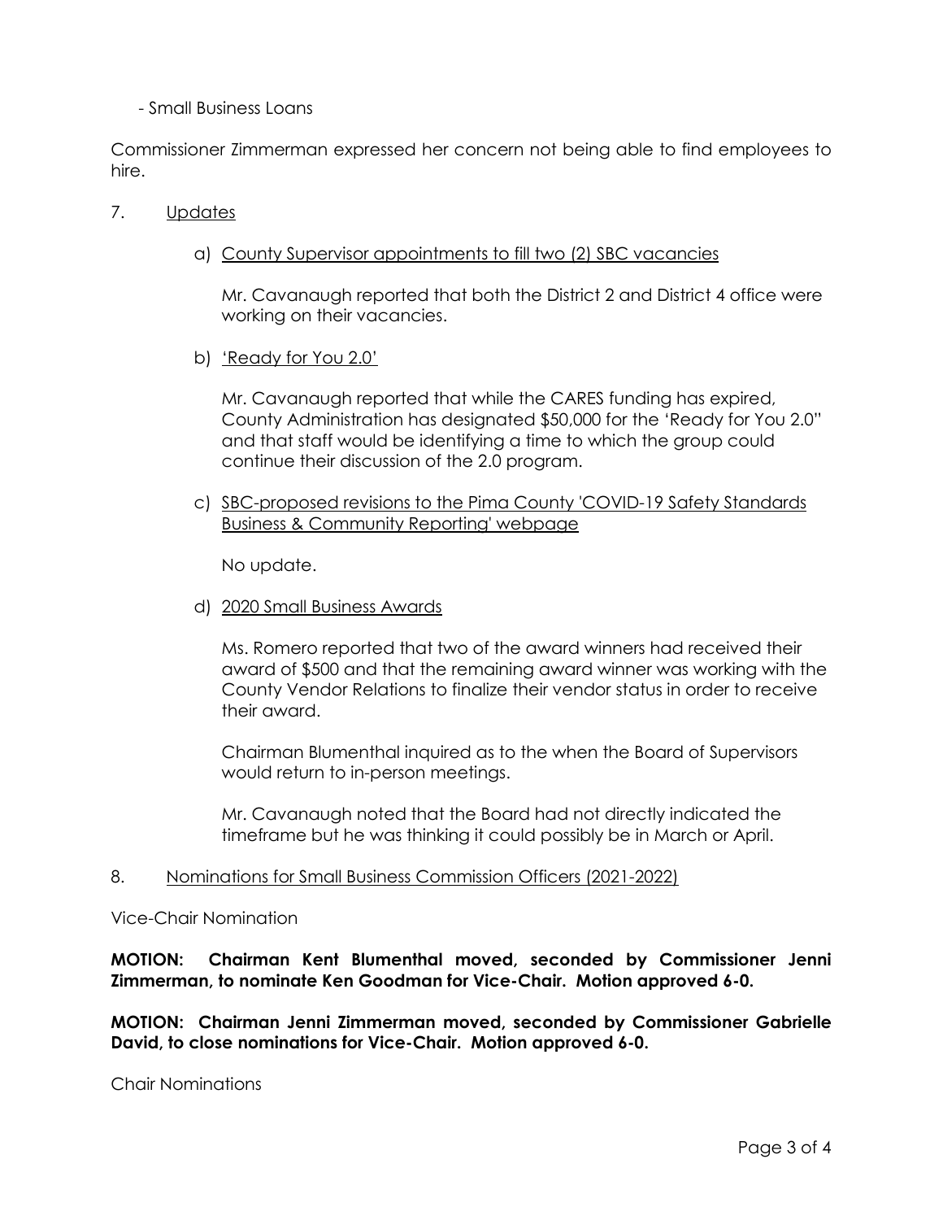- Small Business Loans

Commissioner Zimmerman expressed her concern not being able to find employees to hire.

7. Updates

   a) County Supervisor appointments to fill two (2) SBC vacancies

      Mr. Cavanaugh reported that both the District 2 and District 4 office were working on their vacancies.

   b) 'Ready for You 2.0'

      Mr. Cavanaugh reported that while the CARES funding has expired, County Administration has designated $50,000 for the 'Ready for You 2.0" and that staff would be identifying a time to which the group could continue their discussion of the 2.0 program.

   c) SBC-proposed revisions to the Pima County 'COVID-19 Safety Standards Business & Community Reporting' webpage

      No update.

   d) 2020 Small Business Awards

      Ms. Romero reported that two of the award winners had received their award of $500 and that the remaining award winner was working with the County Vendor Relations to finalize their vendor status in order to receive their award.

      Chairman Blumenthal inquired as to the when the Board of Supervisors would return to in-person meetings.

      Mr. Cavanaugh noted that the Board had not directly indicated the timeframe but he was thinking it could possibly be in March or April.

8. Nominations for Small Business Commission Officers (2021-2022)

Vice-Chair Nomination

**MOTION: Chairman Kent Blumenthal moved, seconded by Commissioner Jenni Zimmerman, to nominate Ken Goodman for Vice-Chair. Motion approved 6-0.**

**MOTION: Chairman Jenni Zimmerman moved, seconded by Commissioner Gabrielle David, to close nominations for Vice-Chair. Motion approved 6-0.**

Chair Nominations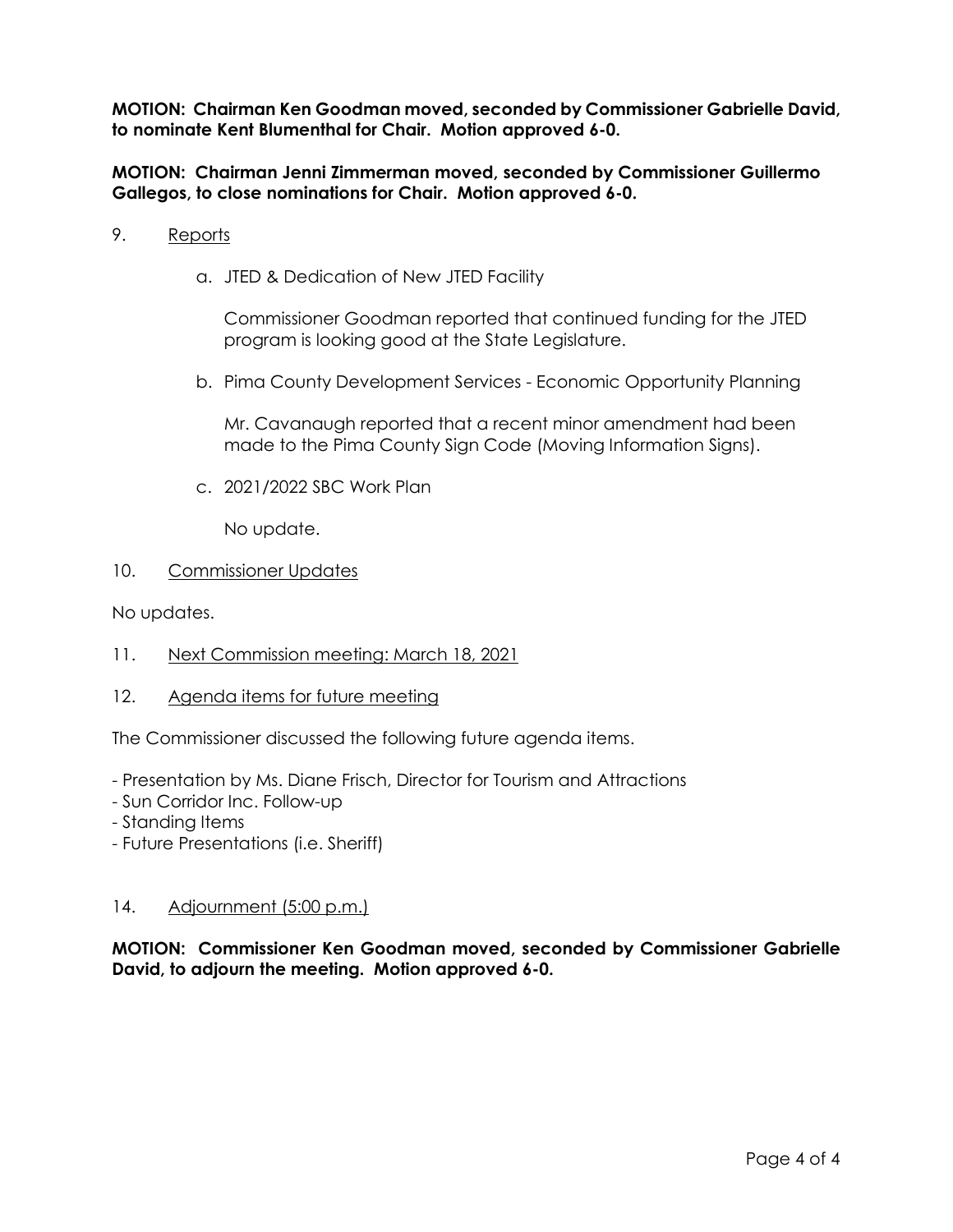**MOTION: Chairman Ken Goodman moved, seconded by Commissioner Gabrielle David, to nominate Kent Blumenthal for Chair. Motion approved 6-0.**

**MOTION: Chairman Jenni Zimmerman moved, seconded by Commissioner Guillermo Gallegos, to close nominations for Chair. Motion approved 6-0.**

9. Reports

   a. JTED & Dedication of New JTED Facility

      Commissioner Goodman reported that continued funding for the JTED program is looking good at the State Legislature.

   b. Pima County Development Services - Economic Opportunity Planning

      Mr. Cavanaugh reported that a recent minor amendment had been made to the Pima County Sign Code (Moving Information Signs).

   c. 2021/2022 SBC Work Plan

      No update.

10. Commissioner Updates

No updates.

11. Next Commission meeting: March 18, 2021

12. Agenda items for future meeting

The Commissioner discussed the following future agenda items.

- Presentation by Ms. Diane Frisch, Director for Tourism and Attractions
- Sun Corridor Inc. Follow-up
- Standing Items
- Future Presentations (i.e. Sheriff)

14. Adjournment (5:00 p.m.)

**MOTION: Commissioner Ken Goodman moved, seconded by Commissioner Gabrielle David, to adjourn the meeting. Motion approved 6-0.**